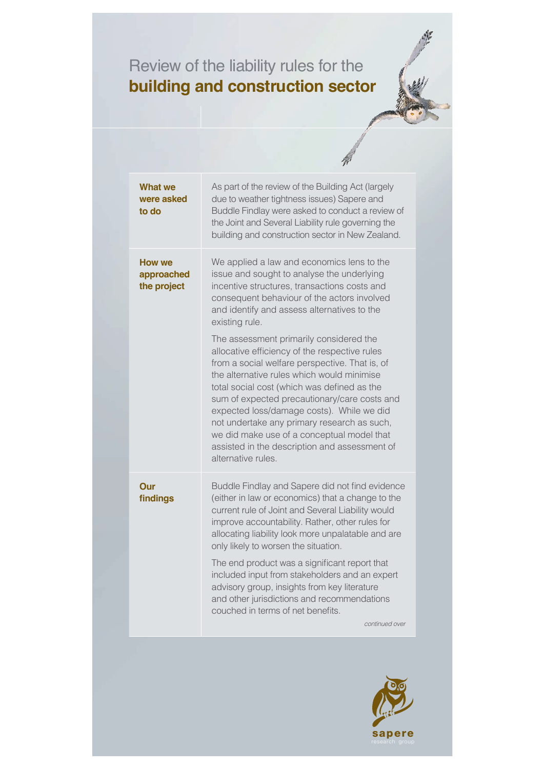# Review of the liability rules for the **building and construction sector**

| | |
|---|---|
| **What we were asked to do** | As part of the review of the Building Act (largely due to weather tightness issues) Sapere and Buddle Findlay were asked to conduct a review of the Joint and Several Liability rule governing the building and construction sector in New Zealand. |
| **How we approached the project** | We applied a law and economics lens to the issue and sought to analyse the underlying incentive structures, transactions costs and consequent behaviour of the actors involved and identify and assess alternatives to the existing rule.<br><br>The assessment primarily considered the allocative efficiency of the respective rules from a social welfare perspective. That is, of the alternative rules which would minimise total social cost (which was defined as the sum of expected precautionary/care costs and expected loss/damage costs). While we did not undertake any primary research as such, we did make use of a conceptual model that assisted in the description and assessment of alternative rules. |
| **Our findings** | Buddle Findlay and Sapere did not find evidence (either in law or economics) that a change to the current rule of Joint and Several Liability would improve accountability. Rather, other rules for allocating liability look more unpalatable and are only likely to worsen the situation.<br><br>The end product was a significant report that included input from stakeholders and an expert advisory group, insights from key literature and other jurisdictions and recommendations couched in terms of net benefits.<br><br>*continued over* |

sapere
research group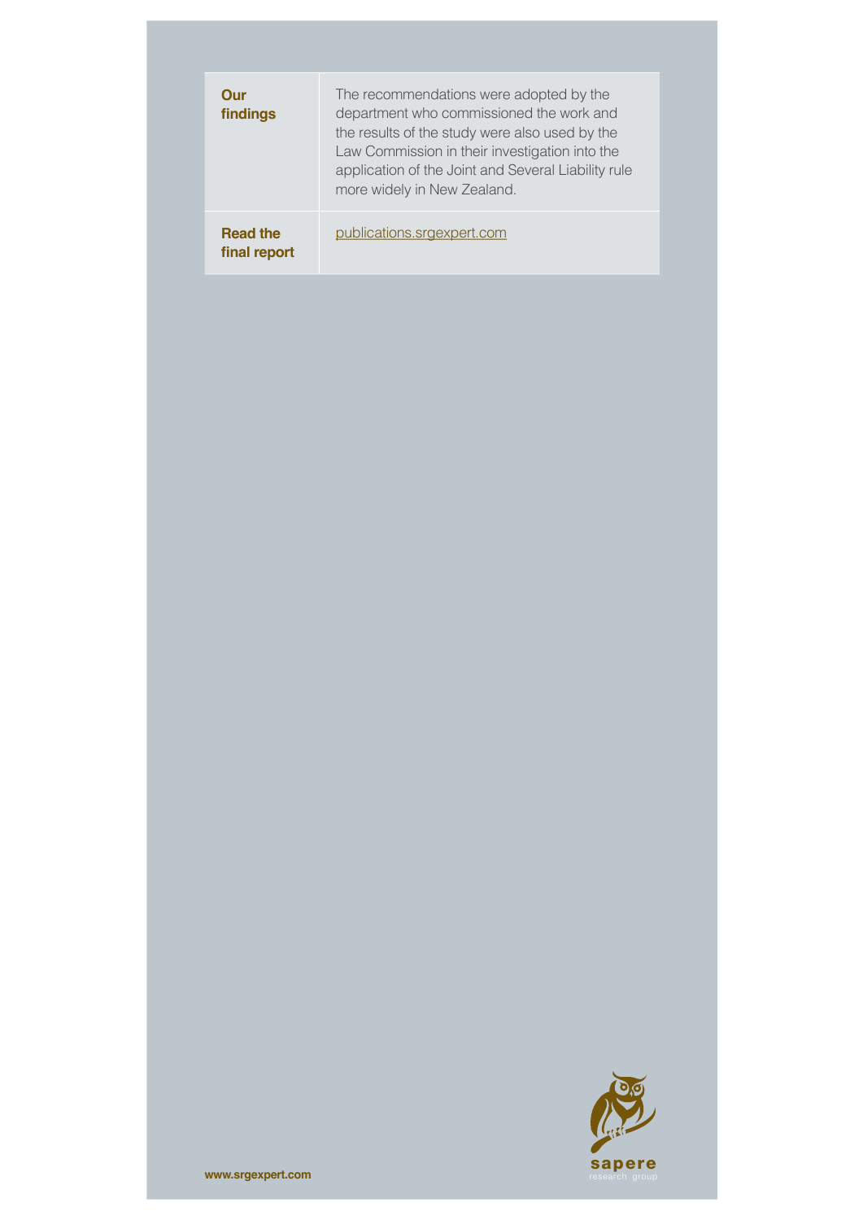| | |
|---|---|
| **Our findings** | The recommendations were adopted by the department who commissioned the work and the results of the study were also used by the Law Commission in their investigation into the application of the Joint and Several Liability rule more widely in New Zealand. |
| **Read the final report** | publications.srgexpert.com |

**www.srgexpert.com**

sapere
research group